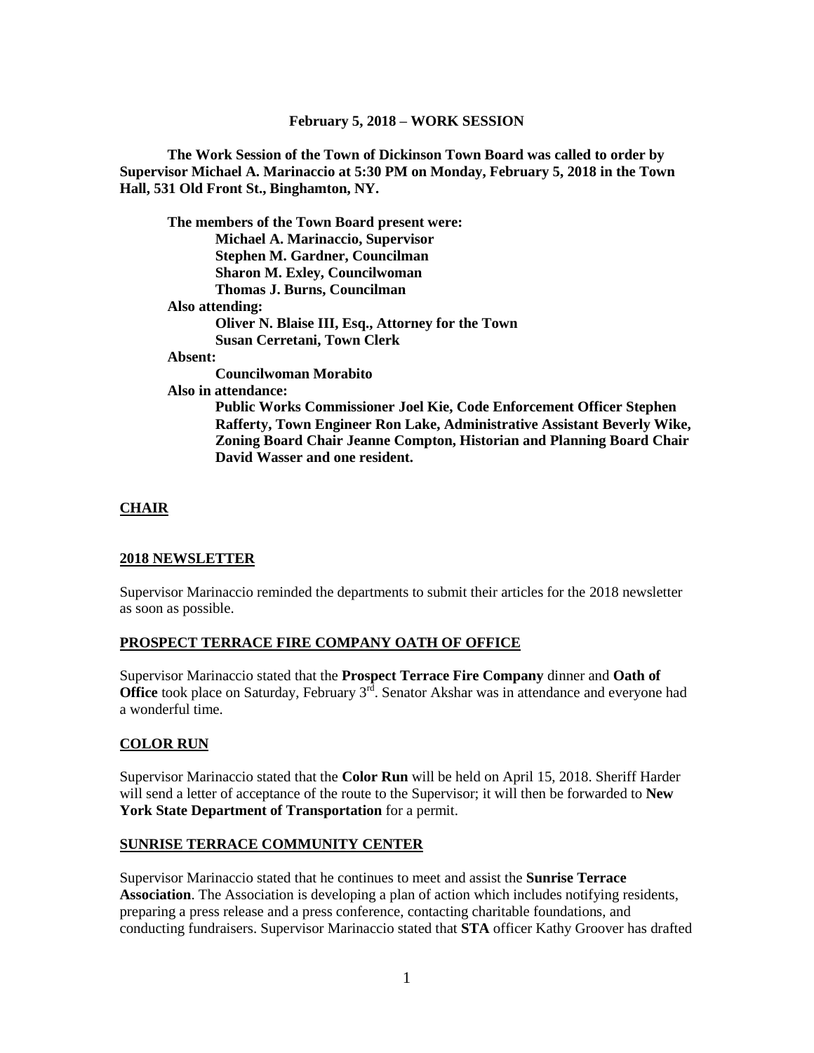**February 5, 2018 – WORK SESSION**

**The Work Session of the Town of Dickinson Town Board was called to order by Supervisor Michael A. Marinaccio at 5:30 PM on Monday, February 5, 2018 in the Town Hall, 531 Old Front St., Binghamton, NY.**

**The members of the Town Board present were:**
**Michael A. Marinaccio, Supervisor**
**Stephen M. Gardner, Councilman**
**Sharon M. Exley, Councilwoman**
**Thomas J. Burns, Councilman**

**Also attending:**
**Oliver N. Blaise III, Esq., Attorney for the Town**
**Susan Cerretani, Town Clerk**

**Absent:**
**Councilwoman Morabito**

**Also in attendance:**
**Public Works Commissioner Joel Kie, Code Enforcement Officer Stephen Rafferty, Town Engineer Ron Lake, Administrative Assistant Beverly Wike, Zoning Board Chair Jeanne Compton, Historian and Planning Board Chair David Wasser and one resident.**

## CHAIR

### 2018 NEWSLETTER

Supervisor Marinaccio reminded the departments to submit their articles for the 2018 newsletter as soon as possible.

### PROSPECT TERRACE FIRE COMPANY OATH OF OFFICE

Supervisor Marinaccio stated that the **Prospect Terrace Fire Company** dinner and **Oath of Office** took place on Saturday, February 3rd. Senator Akshar was in attendance and everyone had a wonderful time.

### COLOR RUN

Supervisor Marinaccio stated that the **Color Run** will be held on April 15, 2018. Sheriff Harder will send a letter of acceptance of the route to the Supervisor; it will then be forwarded to **New York State Department of Transportation** for a permit.

### SUNRISE TERRACE COMMUNITY CENTER

Supervisor Marinaccio stated that he continues to meet and assist the **Sunrise Terrace Association**. The Association is developing a plan of action which includes notifying residents, preparing a press release and a press conference, contacting charitable foundations, and conducting fundraisers. Supervisor Marinaccio stated that **STA** officer Kathy Groover has drafted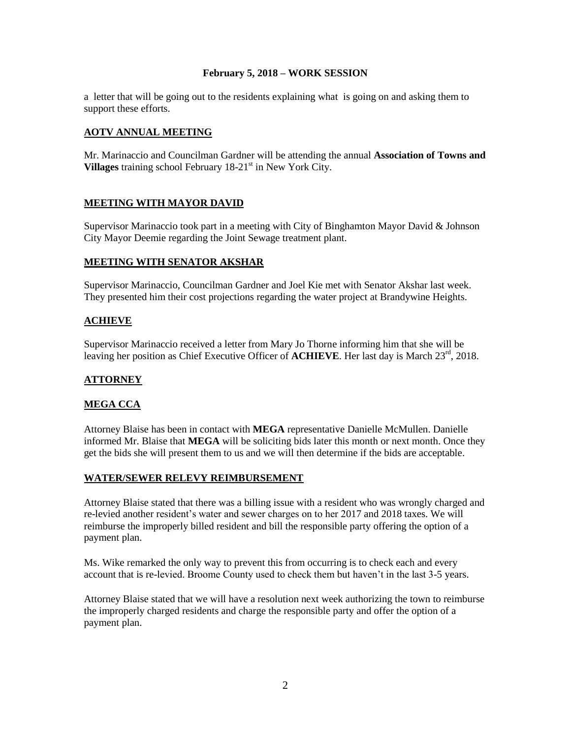## February 5, 2018 – WORK SESSION

a letter that will be going out to the residents explaining what is going on and asking them to support these efforts.

### AOTV ANNUAL MEETING

Mr. Marinaccio and Councilman Gardner will be attending the annual **Association of Towns and Villages** training school February 18-21st in New York City.

### MEETING WITH MAYOR DAVID

Supervisor Marinaccio took part in a meeting with City of Binghamton Mayor David & Johnson City Mayor Deemie regarding the Joint Sewage treatment plant.

### MEETING WITH SENATOR AKSHAR

Supervisor Marinaccio, Councilman Gardner and Joel Kie met with Senator Akshar last week. They presented him their cost projections regarding the water project at Brandywine Heights.

### ACHIEVE

Supervisor Marinaccio received a letter from Mary Jo Thorne informing him that she will be leaving her position as Chief Executive Officer of **ACHIEVE**. Her last day is March 23rd, 2018.

### ATTORNEY

### MEGA CCA

Attorney Blaise has been in contact with **MEGA** representative Danielle McMullen. Danielle informed Mr. Blaise that **MEGA** will be soliciting bids later this month or next month. Once they get the bids she will present them to us and we will then determine if the bids are acceptable.

### WATER/SEWER RELEVY REIMBURSEMENT

Attorney Blaise stated that there was a billing issue with a resident who was wrongly charged and re-levied another resident's water and sewer charges on to her 2017 and 2018 taxes. We will reimburse the improperly billed resident and bill the responsible party offering the option of a payment plan.

Ms. Wike remarked the only way to prevent this from occurring is to check each and every account that is re-levied. Broome County used to check them but haven't in the last 3-5 years.

Attorney Blaise stated that we will have a resolution next week authorizing the town to reimburse the improperly charged residents and charge the responsible party and offer the option of a payment plan.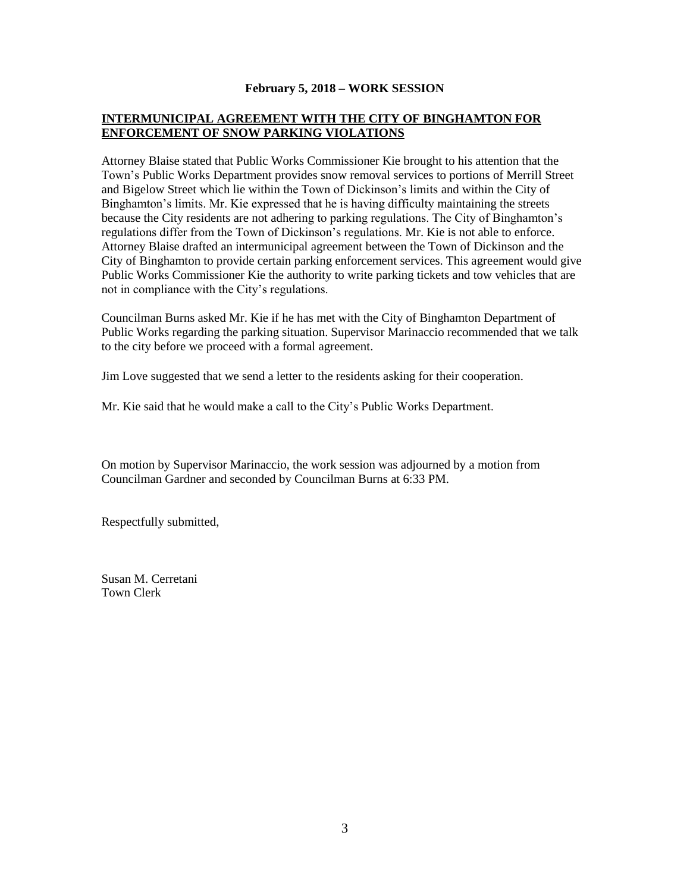**February 5, 2018 – WORK SESSION**

**INTERMUNICIPAL AGREEMENT WITH THE CITY OF BINGHAMTON FOR ENFORCEMENT OF SNOW PARKING VIOLATIONS**

Attorney Blaise stated that Public Works Commissioner Kie brought to his attention that the Town's Public Works Department provides snow removal services to portions of Merrill Street and Bigelow Street which lie within the Town of Dickinson's limits and within the City of Binghamton's limits. Mr. Kie expressed that he is having difficulty maintaining the streets because the City residents are not adhering to parking regulations. The City of Binghamton's regulations differ from the Town of Dickinson's regulations. Mr. Kie is not able to enforce. Attorney Blaise drafted an intermunicipal agreement between the Town of Dickinson and the City of Binghamton to provide certain parking enforcement services. This agreement would give Public Works Commissioner Kie the authority to write parking tickets and tow vehicles that are not in compliance with the City's regulations.

Councilman Burns asked Mr. Kie if he has met with the City of Binghamton Department of Public Works regarding the parking situation. Supervisor Marinaccio recommended that we talk to the city before we proceed with a formal agreement.

Jim Love suggested that we send a letter to the residents asking for their cooperation.

Mr. Kie said that he would make a call to the City's Public Works Department.

On motion by Supervisor Marinaccio, the work session was adjourned by a motion from Councilman Gardner and seconded by Councilman Burns at 6:33 PM.

Respectfully submitted,

Susan M. Cerretani
Town Clerk